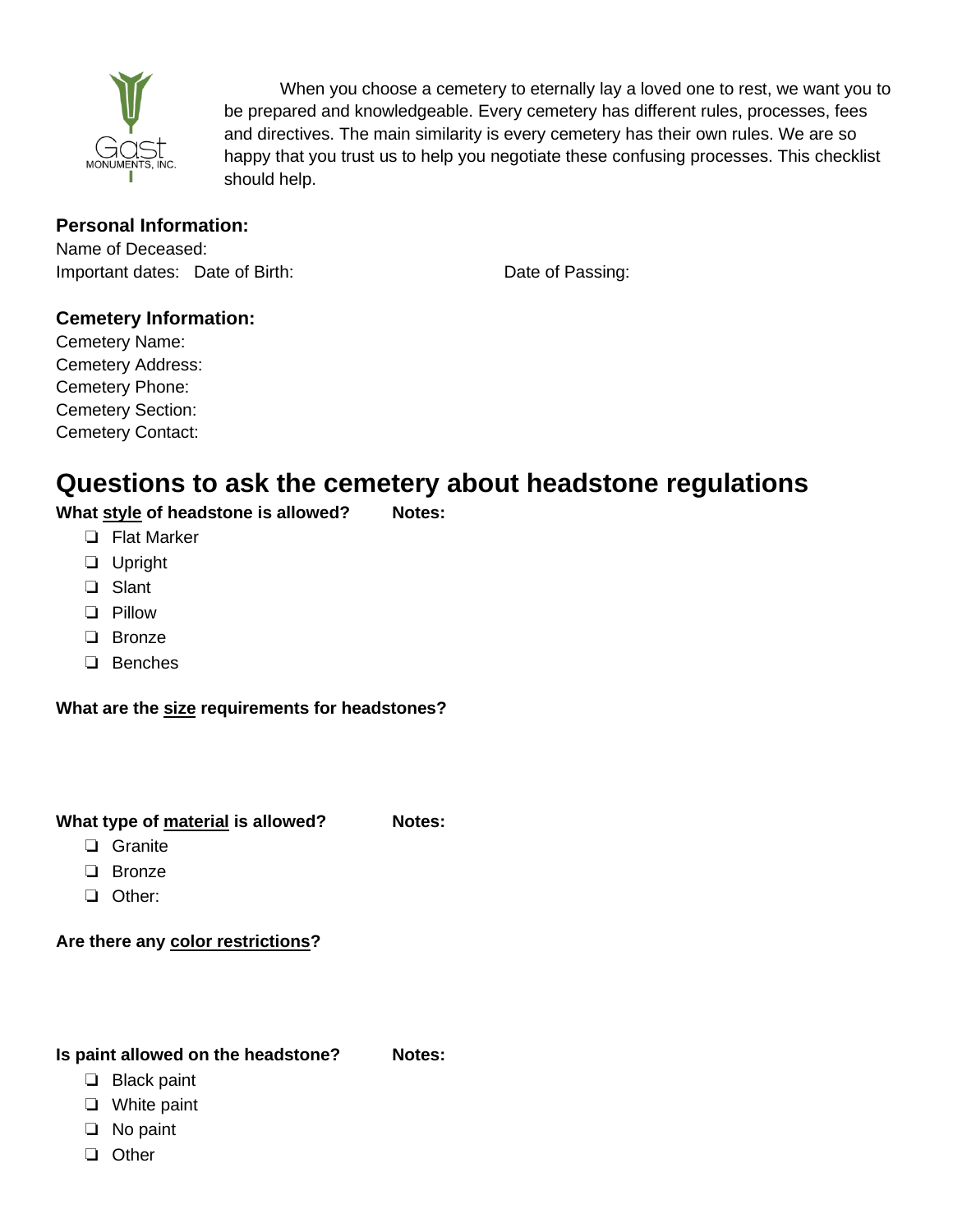Gast MONUMENTS, INC.

When you choose a cemetery to eternally lay a loved one to rest, we want you to be prepared and knowledgeable. Every cemetery has different rules, processes, fees and directives. The main similarity is every cemetery has their own rules. We are so happy that you trust us to help you negotiate these confusing processes. This checklist should help.

**Personal Information:**

Name of Deceased:

Important dates: Date of Birth: Date of Passing:

**Cemetery Information:**

Cemetery Name:

Cemetery Address:

Cemetery Phone:

Cemetery Section:

Cemetery Contact:

## Questions to ask the cemetery about headstone regulations

**What <u>style</u> of headstone is allowed?** **Notes:**

- ❏ Flat Marker
- ❏ Upright
- ❏ Slant
- ❏ Pillow
- ❏ Bronze
- ❏ Benches

**What are the <u>size</u> requirements for headstones?**

**What type of <u>material</u> is allowed?** **Notes:**

- ❏ Granite
- ❏ Bronze
- ❏ Other:

**Are there any <u>color restrictions</u>?**

**Is paint allowed on the headstone?** **Notes:**

- ❏ Black paint
- ❏ White paint
- ❏ No paint
- ❏ Other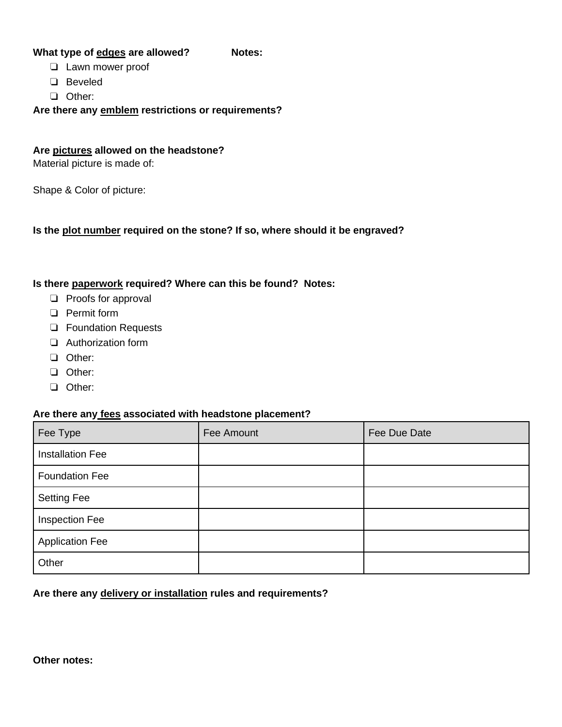**What type of edges are allowed?** **Notes:**

- ❏ Lawn mower proof
- ❏ Beveled
- ❏ Other:

**Are there any emblem restrictions or requirements?**

**Are pictures allowed on the headstone?**

Material picture is made of:

Shape & Color of picture:

**Is the plot number required on the stone? If so, where should it be engraved?**

**Is there paperwork required? Where can this be found? Notes:**

- ❏ Proofs for approval
- ❏ Permit form
- ❏ Foundation Requests
- ❏ Authorization form
- ❏ Other:
- ❏ Other:
- ❏ Other:

**Are there any fees associated with headstone placement?**

| Fee Type | Fee Amount | Fee Due Date |
|---|---|---|
| Installation Fee | | |
| Foundation Fee | | |
| Setting Fee | | |
| Inspection Fee | | |
| Application Fee | | |
| Other | | |

**Are there any delivery or installation rules and requirements?**

**Other notes:**